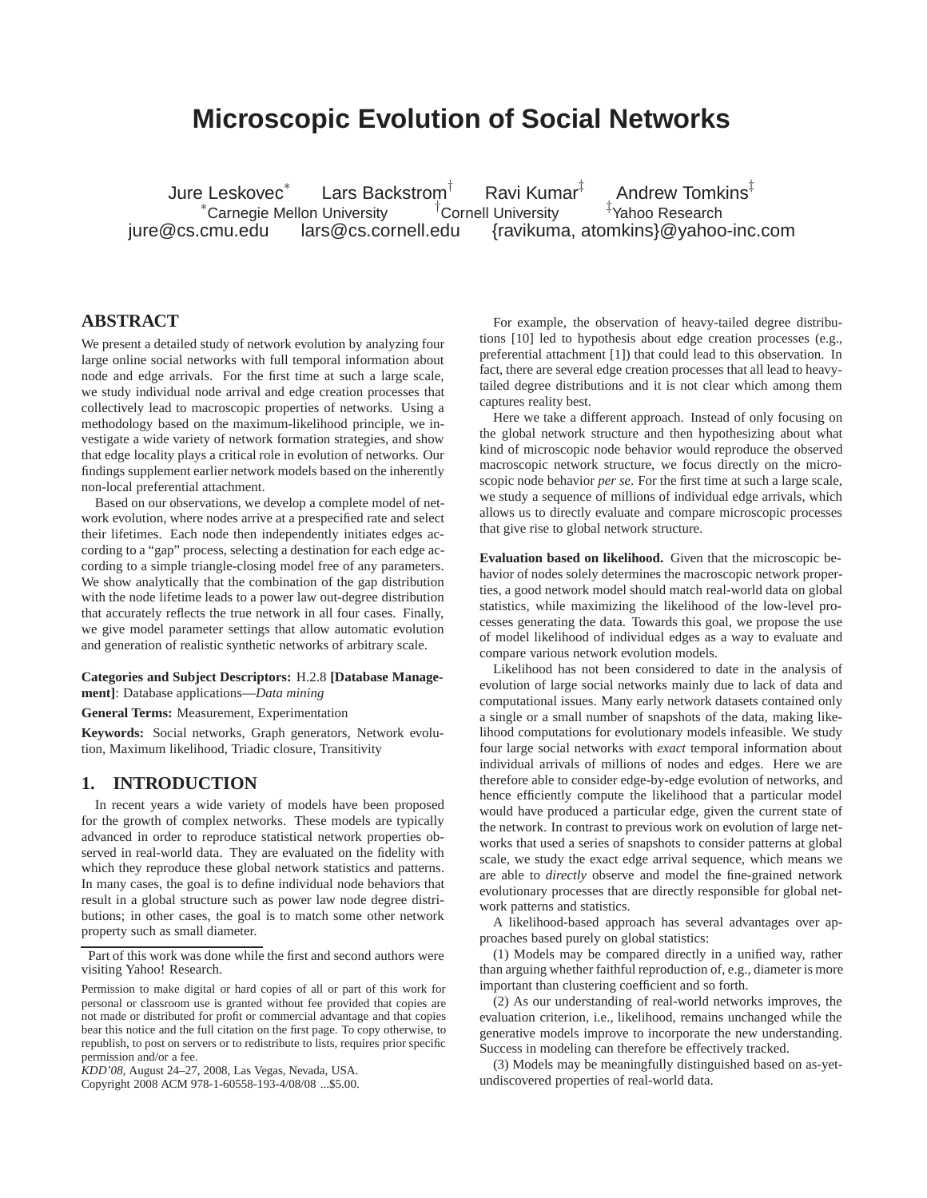# Microscopic Evolution of Social Networks

Jure Leskovec[*] Lars Backstrom[†] Ravi Kumar[‡] Andrew Tomkins[‡]

[*]Carnegie Mellon University [†]Cornell University [‡]Yahoo Research

jure@cs.cmu.edu lars@cs.cornell.edu {ravikuma, atomkins}@yahoo-inc.com

## ABSTRACT

We present a detailed study of network evolution by analyzing four large online social networks with full temporal information about node and edge arrivals. For the first time at such a large scale, we study individual node arrival and edge creation processes that collectively lead to macroscopic properties of networks. Using a methodology based on the maximum-likelihood principle, we investigate a wide variety of network formation strategies, and show that edge locality plays a critical role in evolution of networks. Our findings supplement earlier network models based on the inherently non-local preferential attachment.

Based on our observations, we develop a complete model of network evolution, where nodes arrive at a prespecified rate and select their lifetimes. Each node then independently initiates edges according to a "gap" process, selecting a destination for each edge according to a simple triangle-closing model free of any parameters. We show analytically that the combination of the gap distribution with the node lifetime leads to a power law out-degree distribution that accurately reflects the true network in all four cases. Finally, we give model parameter settings that allow automatic evolution and generation of realistic synthetic networks of arbitrary scale.

**Categories and Subject Descriptors:** H.2.8 **[Database Management]**: Database applications—*Data mining*

**General Terms:** Measurement, Experimentation

**Keywords:** Social networks, Graph generators, Network evolution, Maximum likelihood, Triadic closure, Transitivity

## 1. INTRODUCTION

In recent years a wide variety of models have been proposed for the growth of complex networks. These models are typically advanced in order to reproduce statistical network properties observed in real-world data. They are evaluated on the fidelity with which they reproduce these global network statistics and patterns. In many cases, the goal is to define individual node behaviors that result in a global structure such as power law node degree distributions; in other cases, the goal is to match some other network property such as small diameter.

For example, the observation of heavy-tailed degree distributions [10] led to hypothesis about edge creation processes (e.g., preferential attachment [1]) that could lead to this observation. In fact, there are several edge creation processes that all lead to heavy-tailed degree distributions and it is not clear which among them captures reality best.

Here we take a different approach. Instead of only focusing on the global network structure and then hypothesizing about what kind of microscopic node behavior would reproduce the observed macroscopic network structure, we focus directly on the microscopic node behavior *per se*. For the first time at such a large scale, we study a sequence of millions of individual edge arrivals, which allows us to directly evaluate and compare microscopic processes that give rise to global network structure.

**Evaluation based on likelihood.** Given that the microscopic behavior of nodes solely determines the macroscopic network properties, a good network model should match real-world data on global statistics, while maximizing the likelihood of the low-level processes generating the data. Towards this goal, we propose the use of model likelihood of individual edges as a way to evaluate and compare various network evolution models.

Likelihood has not been considered to date in the analysis of evolution of large social networks mainly due to lack of data and computational issues. Many early network datasets contained only a single or a small number of snapshots of the data, making likelihood computations for evolutionary models infeasible. We study four large social networks with *exact* temporal information about individual arrivals of millions of nodes and edges. Here we are therefore able to consider edge-by-edge evolution of networks, and hence efficiently compute the likelihood that a particular model would have produced a particular edge, given the current state of the network. In contrast to previous work on evolution of large networks that used a series of snapshots to consider patterns at global scale, we study the exact edge arrival sequence, which means we are able to *directly* observe and model the fine-grained network evolutionary processes that are directly responsible for global network patterns and statistics.

A likelihood-based approach has several advantages over approaches based purely on global statistics:

(1) Models may be compared directly in a unified way, rather than arguing whether faithful reproduction of, e.g., diameter is more important than clustering coefficient and so forth.

(2) As our understanding of real-world networks improves, the evaluation criterion, i.e., likelihood, remains unchanged while the generative models improve to incorporate the new understanding. Success in modeling can therefore be effectively tracked.

(3) Models may be meaningfully distinguished based on as-yet-undiscovered properties of real-world data.

Part of this work was done while the first and second authors were visiting Yahoo! Research.

Permission to make digital or hard copies of all or part of this work for personal or classroom use is granted without fee provided that copies are not made or distributed for profit or commercial advantage and that copies bear this notice and the full citation on the first page. To copy otherwise, to republish, to post on servers or to redistribute to lists, requires prior specific permission and/or a fee.

*KDD'08*, August 24–27, 2008, Las Vegas, Nevada, USA.

Copyright 2008 ACM 978-1-60558-193-4/08/08 ...$5.00.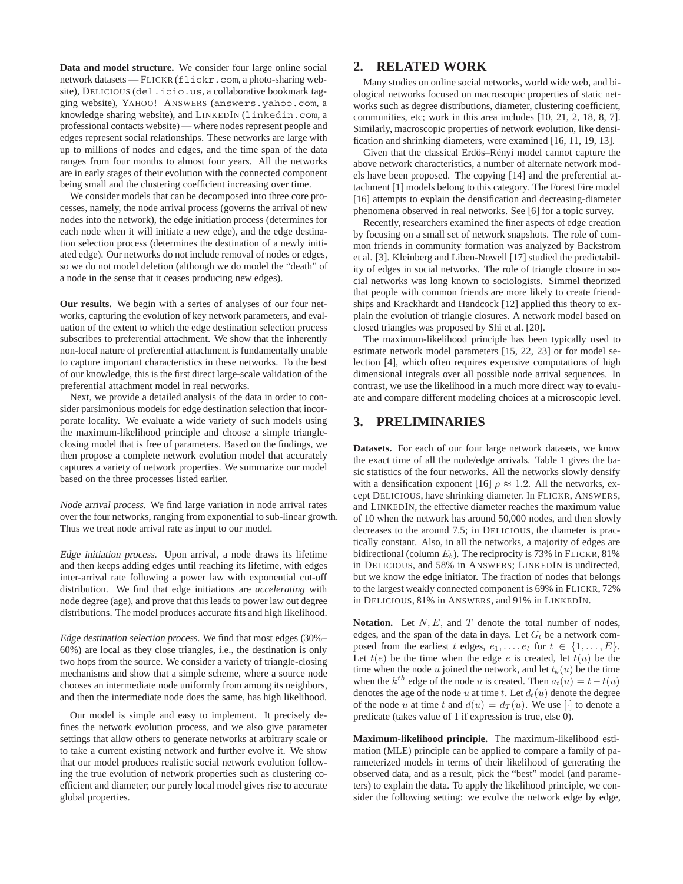**Data and model structure.** We consider four large online social network datasets — FLICKR (flickr.com, a photo-sharing website), DELICIOUS (del.icio.us, a collaborative bookmark tagging website), YAHOO! ANSWERS (answers.yahoo.com, a knowledge sharing website), and LINKEDIN (linkedin.com, a professional contacts website) — where nodes represent people and edges represent social relationships. These networks are large with up to millions of nodes and edges, and the time span of the data ranges from four months to almost four years. All the networks are in early stages of their evolution with the connected component being small and the clustering coefficient increasing over time.

We consider models that can be decomposed into three core processes, namely, the node arrival process (governs the arrival of new nodes into the network), the edge initiation process (determines for each node when it will initiate a new edge), and the edge destination selection process (determines the destination of a newly initiated edge). Our networks do not include removal of nodes or edges, so we do not model deletion (although we do model the "death" of a node in the sense that it ceases producing new edges).

**Our results.** We begin with a series of analyses of our four networks, capturing the evolution of key network parameters, and evaluation of the extent to which the edge destination selection process subscribes to preferential attachment. We show that the inherently non-local nature of preferential attachment is fundamentally unable to capture important characteristics in these networks. To the best of our knowledge, this is the first direct large-scale validation of the preferential attachment model in real networks.

Next, we provide a detailed analysis of the data in order to consider parsimonious models for edge destination selection that incorporate locality. We evaluate a wide variety of such models using the maximum-likelihood principle and choose a simple triangle-closing model that is free of parameters. Based on the findings, we then propose a complete network evolution model that accurately captures a variety of network properties. We summarize our model based on the three processes listed earlier.

*Node arrival process.* We find large variation in node arrival rates over the four networks, ranging from exponential to sub-linear growth. Thus we treat node arrival rate as input to our model.

*Edge initiation process.* Upon arrival, a node draws its lifetime and then keeps adding edges until reaching its lifetime, with edges inter-arrival rate following a power law with exponential cut-off distribution. We find that edge initiations are *accelerating* with node degree (age), and prove that this leads to power law out degree distributions. The model produces accurate fits and high likelihood.

*Edge destination selection process.* We find that most edges (30%–60%) are local as they close triangles, i.e., the destination is only two hops from the source. We consider a variety of triangle-closing mechanisms and show that a simple scheme, where a source node chooses an intermediate node uniformly from among its neighbors, and then the intermediate node does the same, has high likelihood.

Our model is simple and easy to implement. It precisely defines the network evolution process, and we also give parameter settings that allow others to generate networks at arbitrary scale or to take a current existing network and further evolve it. We show that our model produces realistic social network evolution following the true evolution of network properties such as clustering coefficient and diameter; our purely local model gives rise to accurate global properties.

## 2. RELATED WORK

Many studies on online social networks, world wide web, and biological networks focused on macroscopic properties of static networks such as degree distributions, diameter, clustering coefficient, communities, etc; work in this area includes [10, 21, 2, 18, 8, 7]. Similarly, macroscopic properties of network evolution, like densification and shrinking diameters, were examined [16, 11, 19, 13].

Given that the classical Erdös–Rényi model cannot capture the above network characteristics, a number of alternate network models have been proposed. The copying [14] and the preferential attachment [1] models belong to this category. The Forest Fire model [16] attempts to explain the densification and decreasing-diameter phenomena observed in real networks. See [6] for a topic survey.

Recently, researchers examined the finer aspects of edge creation by focusing on a small set of network snapshots. The role of common friends in community formation was analyzed by Backstrom et al. [3]. Kleinberg and Liben-Nowell [17] studied the predictability of edges in social networks. The role of triangle closure in social networks was long known to sociologists. Simmel theorized that people with common friends are more likely to create friendships and Krackhardt and Handcock [12] applied this theory to explain the evolution of triangle closures. A network model based on closed triangles was proposed by Shi et al. [20].

The maximum-likelihood principle has been typically used to estimate network model parameters [15, 22, 23] or for model selection [4], which often requires expensive computations of high dimensional integrals over all possible node arrival sequences. In contrast, we use the likelihood in a much more direct way to evaluate and compare different modeling choices at a microscopic level.

## 3. PRELIMINARIES

**Datasets.** For each of our four large network datasets, we know the exact time of all the node/edge arrivals. Table 1 gives the basic statistics of the four networks. All the networks slowly densify with a densification exponent [16] $\rho \approx 1.2$. All the networks, except DELICIOUS, have shrinking diameter. In FLICKR, ANSWERS, and LINKEDIN, the effective diameter reaches the maximum value of 10 when the network has around 50,000 nodes, and then slowly decreases to the around 7.5; in DELICIOUS, the diameter is practically constant. Also, in all the networks, a majority of edges are bidirectional (column $E_b$). The reciprocity is 73% in FLICKR, 81% in DELICIOUS, and 58% in ANSWERS; LINKEDIN is undirected, but we know the edge initiator. The fraction of nodes that belongs to the largest weakly connected component is 69% in FLICKR, 72% in DELICIOUS, 81% in ANSWERS, and 91% in LINKEDIN.

**Notation.** Let $N, E$, and $T$ denote the total number of nodes, edges, and the span of the data in days. Let $G_t$ be a network composed from the earliest $t$ edges, $e_1, \ldots, e_t$ for $t \in \{1, \ldots, E\}$. Let $t(e)$ be the time when the edge $e$ is created, let $t(u)$ be the time when the node $u$ joined the network, and let $t_k(u)$ be the time when the $k^{th}$ edge of the node $u$ is created. Then $a_t(u) = t - t(u)$ denotes the age of the node $u$ at time $t$. Let $d_t(u)$ denote the degree of the node $u$ at time $t$ and $d(u) = d_T(u)$. We use $[\cdot]$ to denote a predicate (takes value of 1 if expression is true, else 0).

**Maximum-likelihood principle.** The maximum-likelihood estimation (MLE) principle can be applied to compare a family of parameterized models in terms of their likelihood of generating the observed data, and as a result, pick the "best" model (and parameters) to explain the data. To apply the likelihood principle, we consider the following setting: we evolve the network edge by edge,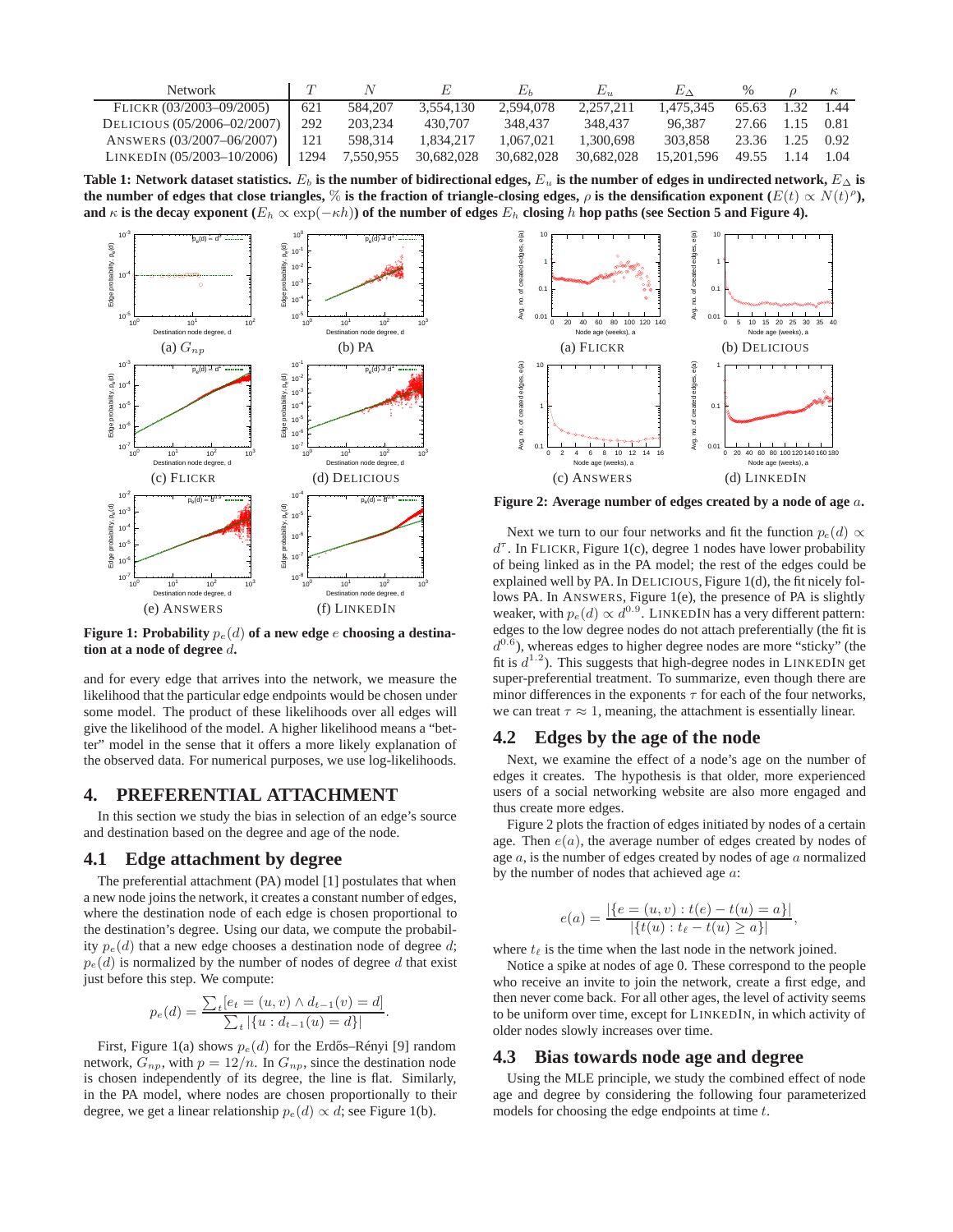| Network | $T$ | $N$ | $E$ | $E_b$ | $E_u$ | $E_\Delta$ | % | $\rho$ | $\kappa$ |
|---|---|---|---|---|---|---|---|---|---|
| FLICKR (03/2003–09/2005) | 621 | 584,207 | 3,554,130 | 2,594,078 | 2,257,211 | 1,475,345 | 65.63 | 1.32 | 1.44 |
| DELICIOUS (05/2006–02/2007) | 292 | 203,234 | 430,707 | 348,437 | 348,437 | 96,387 | 27.66 | 1.15 | 0.81 |
| ANSWERS (03/2007–06/2007) | 121 | 598,314 | 1,834,217 | 1,067,021 | 1,300,698 | 303,858 | 23.36 | 1.25 | 0.92 |
| LINKEDIN (05/2003–10/2006) | 1294 | 7,550,955 | 30,682,028 | 30,682,028 | 30,682,028 | 15,201,596 | 49.55 | 1.14 | 1.04 |

**Table 1: Network dataset statistics. $E_b$ is the number of bidirectional edges, $E_u$ is the number of edges in undirected network, $E_\Delta$ is the number of edges that close triangles, % is the fraction of triangle-closing edges, $\rho$ is the densification exponent ($E(t) \propto N(t)^\rho$), and $\kappa$ is the decay exponent ($E_h \propto \exp(-\kappa h)$) of the number of edges $E_h$ closing $h$ hop paths (see Section 5 and Figure 4).**

(a) $G_{np}$ (b) PA (c) FLICKR (d) DELICIOUS (e) ANSWERS (f) LINKEDIN

**Figure 1: Probability $p_e(d)$ of a new edge $e$ choosing a destination at a node of degree $d$.**

(a) FLICKR (b) DELICIOUS (c) ANSWERS (d) LINKEDIN

**Figure 2: Average number of edges created by a node of age $a$.**

and for every edge that arrives into the network, we measure the likelihood that the particular edge endpoints would be chosen under some model. The product of these likelihoods over all edges will give the likelihood of the model. A higher likelihood means a "better" model in the sense that it offers a more likely explanation of the observed data. For numerical purposes, we use log-likelihoods.

## 4. PREFERENTIAL ATTACHMENT

In this section we study the bias in selection of an edge's source and destination based on the degree and age of the node.

### 4.1 Edge attachment by degree

The preferential attachment (PA) model [1] postulates that when a new node joins the network, it creates a constant number of edges, where the destination node of each edge is chosen proportional to the destination's degree. Using our data, we compute the probability $p_e(d)$ that a new edge chooses a destination node of degree $d$; $p_e(d)$ is normalized by the number of nodes of degree $d$ that exist just before this step. We compute:

$$p_e(d) = \frac{\sum_t [e_t = (u, v) \wedge d_{t-1}(v) = d]}{\sum_t |\{u : d_{t-1}(u) = d\}|}.$$

First, Figure 1(a) shows $p_e(d)$ for the Erdős–Rényi [9] random network, $G_{np}$, with $p = 12/n$. In $G_{np}$, since the destination node is chosen independently of its degree, the line is flat. Similarly, in the PA model, where nodes are chosen proportionally to their degree, we get a linear relationship $p_e(d) \propto d$; see Figure 1(b).

Next we turn to our four networks and fit the function $p_e(d) \propto d^\tau$. In FLICKR, Figure 1(c), degree 1 nodes have lower probability of being linked as in the PA model; the rest of the edges could be explained well by PA. In DELICIOUS, Figure 1(d), the fit nicely follows PA. In ANSWERS, Figure 1(e), the presence of PA is slightly weaker, with $p_e(d) \propto d^{0.9}$. LINKEDIN has a very different pattern: edges to the low degree nodes do not attach preferentially (the fit is $d^{0.6}$), whereas edges to higher degree nodes are more "sticky" (the fit is $d^{1.2}$). This suggests that high-degree nodes in LINKEDIN get super-preferential treatment. To summarize, even though there are minor differences in the exponents $\tau$ for each of the four networks, we can treat $\tau \approx 1$, meaning, the attachment is essentially linear.

### 4.2 Edges by the age of the node

Next, we examine the effect of a node's age on the number of edges it creates. The hypothesis is that older, more experienced users of a social networking website are also more engaged and thus create more edges.

Figure 2 plots the fraction of edges initiated by nodes of a certain age. Then $e(a)$, the average number of edges created by nodes of age $a$, is the number of edges created by nodes of age $a$ normalized by the number of nodes that achieved age $a$:

$$e(a) = \frac{|\{e = (u, v) : t(e) - t(u) = a\}|}{|\{t(u) : t_\ell - t(u) \geq a\}|},$$

where $t_\ell$ is the time when the last node in the network joined.

Notice a spike at nodes of age 0. These correspond to the people who receive an invite to join the network, create a first edge, and then never come back. For all other ages, the level of activity seems to be uniform over time, except for LINKEDIN, in which activity of older nodes slowly increases over time.

### 4.3 Bias towards node age and degree

Using the MLE principle, we study the combined effect of node age and degree by considering the following four parameterized models for choosing the edge endpoints at time $t$.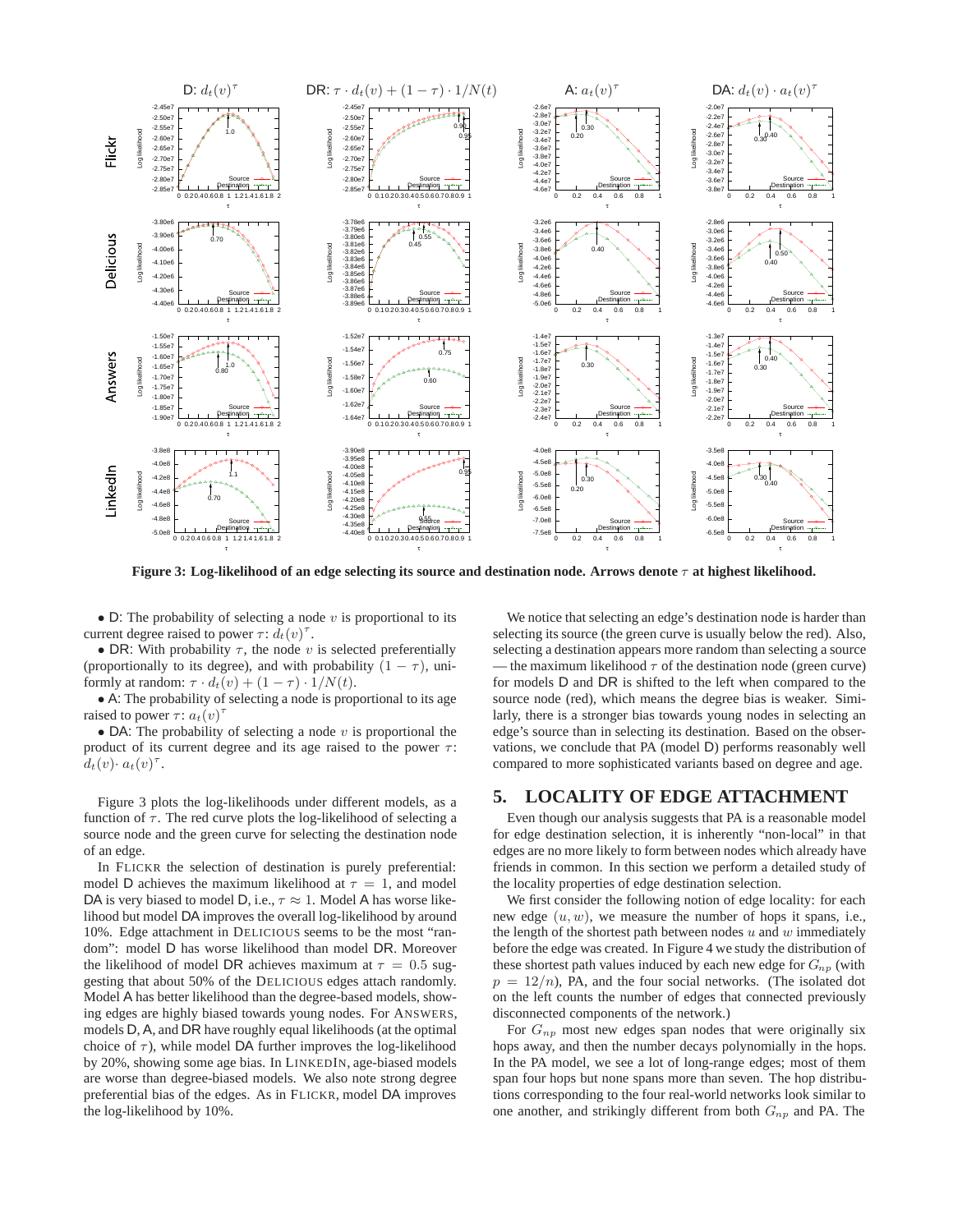D: $d_t(v)^\tau$

DR: $\tau \cdot d_t(v) + (1-\tau) \cdot 1/N(t)$

A: $a_t(v)^\tau$

DA: $d_t(v) \cdot a_t(v)^\tau$

Flickr

Delicious

Answers

LinkedIn

Log likelihood

$\tau$

Source

Destination

1.0
0.95
0.90
0.30
0.20
0.40
0.30
0.70
0.55
0.45
0.40
0.50
0.40
1.0
0.80
0.75
0.60
0.30
0.40
0.30
1.1
0.70
0.95
0.95
0.30
0.20
0.30
0.40

**Figure 3: Log-likelihood of an edge selecting its source and destination node. Arrows denote $\tau$ at highest likelihood.**

- D: The probability of selecting a node $v$ is proportional to its current degree raised to power $\tau$: $d_t(v)^\tau$.
- DR: With probability $\tau$, the node $v$ is selected preferentially (proportionally to its degree), and with probability $(1-\tau)$, uniformly at random: $\tau \cdot d_t(v) + (1-\tau) \cdot 1/N(t)$.
- A: The probability of selecting a node is proportional to its age raised to power $\tau$: $a_t(v)^\tau$
- DA: The probability of selecting a node $v$ is proportional the product of its current degree and its age raised to the power $\tau$: $d_t(v) \cdot a_t(v)^\tau$.

Figure 3 plots the log-likelihoods under different models, as a function of $\tau$. The red curve plots the log-likelihood of selecting a source node and the green curve for selecting the destination node of an edge.

In FLICKR the selection of destination is purely preferential: model D achieves the maximum likelihood at $\tau = 1$, and model DA is very biased to model D, i.e., $\tau \approx 1$. Model A has worse likelihood but model DA improves the overall log-likelihood by around 10%. Edge attachment in DELICIOUS seems to be the most "random": model D has worse likelihood than model DR. Moreover the likelihood of model DR achieves maximum at $\tau = 0.5$ suggesting that about 50% of the DELICIOUS edges attach randomly. Model A has better likelihood than the degree-based models, showing edges are highly biased towards young nodes. For ANSWERS, models D, A, and DR have roughly equal likelihoods (at the optimal choice of $\tau$), while model DA further improves the log-likelihood by 20%, showing some age bias. In LINKEDIN, age-biased models are worse than degree-biased models. We also note strong degree preferential bias of the edges. As in FLICKR, model DA improves the log-likelihood by 10%.

We notice that selecting an edge's destination node is harder than selecting its source (the green curve is usually below the red). Also, selecting a destination appears more random than selecting a source — the maximum likelihood $\tau$ of the destination node (green curve) for models D and DR is shifted to the left when compared to the source node (red), which means the degree bias is weaker. Similarly, there is a stronger bias towards young nodes in selecting an edge's source than in selecting its destination. Based on the observations, we conclude that PA (model D) performs reasonably well compared to more sophisticated variants based on degree and age.

## 5. LOCALITY OF EDGE ATTACHMENT

Even though our analysis suggests that PA is a reasonable model for edge destination selection, it is inherently "non-local" in that edges are no more likely to form between nodes which already have friends in common. In this section we perform a detailed study of the locality properties of edge destination selection.

We first consider the following notion of edge locality: for each new edge $(u, w)$, we measure the number of hops it spans, i.e., the length of the shortest path between nodes $u$ and $w$ immediately before the edge was created. In Figure 4 we study the distribution of these shortest path values induced by each new edge for $G_{np}$ (with $p = 12/n$), PA, and the four social networks. (The isolated dot on the left counts the number of edges that connected previously disconnected components of the network.)

For $G_{np}$ most new edges span nodes that were originally six hops away, and then the number decays polynomially in the hops. In the PA model, we see a lot of long-range edges; most of them span four hops but none spans more than seven. The hop distributions corresponding to the four real-world networks look similar to one another, and strikingly different from both $G_{np}$ and PA. The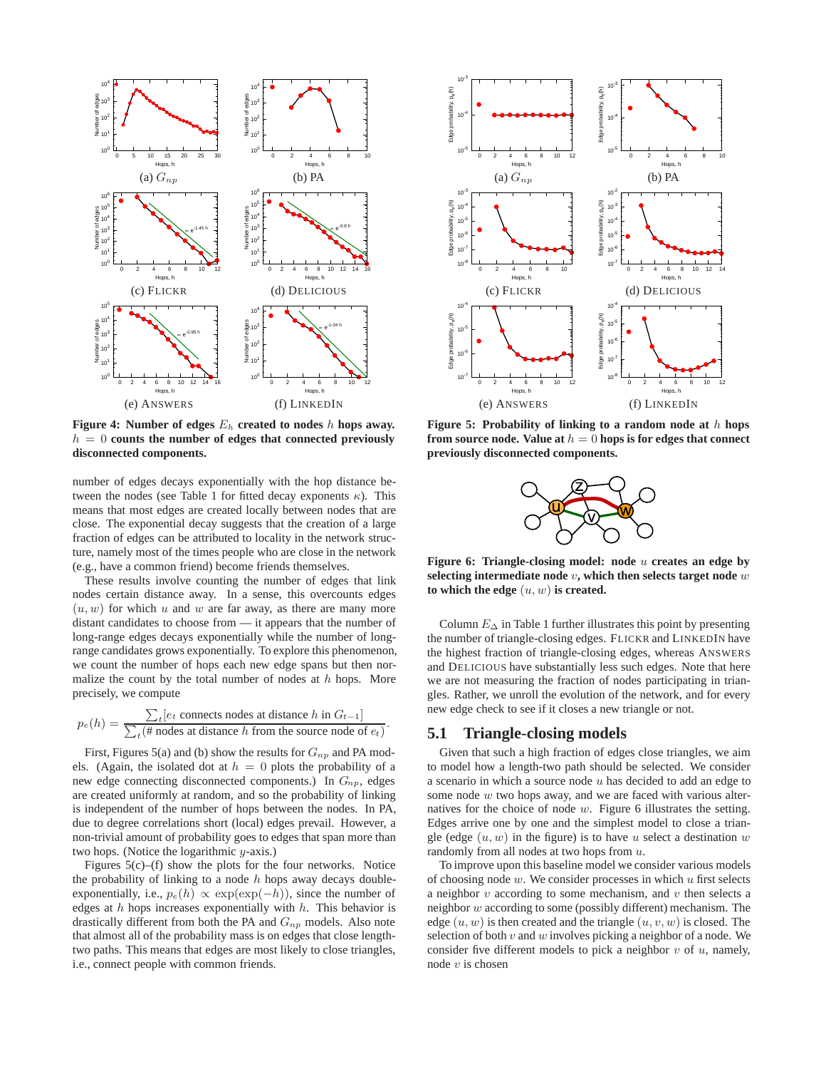(a) $G_{np}$ (b) PA

(c) FLICKR (d) DELICIOUS

(e) ANSWERS (f) LINKEDIN

**Figure 4: Number of edges $E_h$ created to nodes $h$ hops away. $h = 0$ counts the number of edges that connected previously disconnected components.**

(a) $G_{np}$ (b) PA

(c) FLICKR (d) DELICIOUS

(e) ANSWERS (f) LINKEDIN

**Figure 5: Probability of linking to a random node at $h$ hops from source node. Value at $h = 0$ hops is for edges that connect previously disconnected components.**

number of edges decays exponentially with the hop distance between the nodes (see Table 1 for fitted decay exponents $\kappa$). This means that most edges are created locally between nodes that are close. The exponential decay suggests that the creation of a large fraction of edges can be attributed to locality in the network structure, namely most of the times people who are close in the network (e.g., have a common friend) become friends themselves.

These results involve counting the number of edges that link nodes certain distance away. In a sense, this overcounts edges $(u, w)$ for which $u$ and $w$ are far away, as there are many more distant candidates to choose from — it appears that the number of long-range edges decays exponentially while the number of long-range candidates grows exponentially. To explore this phenomenon, we count the number of hops each new edge spans but then normalize the count by the total number of nodes at $h$ hops. More precisely, we compute

$$p_e(h) = \frac{\sum_t [e_t \text{ connects nodes at distance } h \text{ in } G_{t-1}]}{\sum_t (\# \text{ nodes at distance } h \text{ from the source node of } e_t)}.$$

First, Figures 5(a) and (b) show the results for $G_{np}$ and PA models. (Again, the isolated dot at $h = 0$ plots the probability of a new edge connecting disconnected components.) In $G_{np}$, edges are created uniformly at random, and so the probability of linking is independent of the number of hops between the nodes. In PA, due to degree correlations short (local) edges prevail. However, a non-trivial amount of probability goes to edges that span more than two hops. (Notice the logarithmic $y$-axis.)

Figures 5(c)–(f) show the plots for the four networks. Notice the probability of linking to a node $h$ hops away decays double-exponentially, i.e., $p_e(h) \propto \exp(\exp(-h))$, since the number of edges at $h$ hops increases exponentially with $h$. This behavior is drastically different from both the PA and $G_{np}$ models. Also note that almost all of the probability mass is on edges that close length-two paths. This means that edges are most likely to close triangles, i.e., connect people with common friends.

**Figure 6: Triangle-closing model: node $u$ creates an edge by selecting intermediate node $v$, which then selects target node $w$ to which the edge $(u, w)$ is created.**

Column $E_\triangle$ in Table 1 further illustrates this point by presenting the number of triangle-closing edges. FLICKR and LINKEDIN have the highest fraction of triangle-closing edges, whereas ANSWERS and DELICIOUS have substantially less such edges. Note that here we are not measuring the fraction of nodes participating in triangles. Rather, we unroll the evolution of the network, and for every new edge check to see if it closes a new triangle or not.

## 5.1 Triangle-closing models

Given that such a high fraction of edges close triangles, we aim to model how a length-two path should be selected. We consider a scenario in which a source node $u$ has decided to add an edge to some node $w$ two hops away, and we are faced with various alternatives for the choice of node $w$. Figure 6 illustrates the setting. Edges arrive one by one and the simplest model to close a triangle (edge $(u, w)$ in the figure) is to have $u$ select a destination $w$ randomly from all nodes at two hops from $u$.

To improve upon this baseline model we consider various models of choosing node $w$. We consider processes in which $u$ first selects a neighbor $v$ according to some mechanism, and $v$ then selects a neighbor $w$ according to some (possibly different) mechanism. The edge $(u, w)$ is then created and the triangle $(u, v, w)$ is closed. The selection of both $v$ and $w$ involves picking a neighbor of a node. We consider five different models to pick a neighbor $v$ of $u$, namely, node $v$ is chosen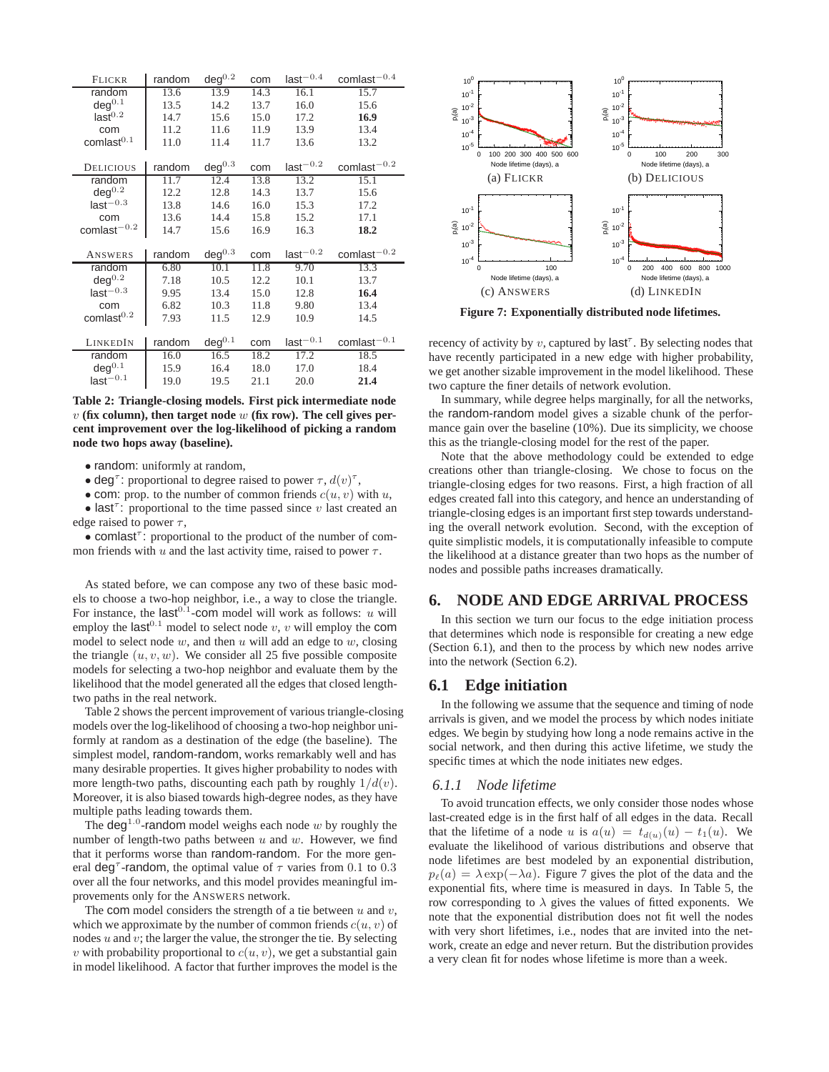| FLICKR | random | $\text{deg}^{0.2}$ | com | $\text{last}^{-0.4}$ | $\text{comlast}^{-0.4}$ |
|---|---|---|---|---|---|
| random | 13.6 | 13.9 | 14.3 | 16.1 | 15.7 |
| $\text{deg}^{0.1}$ | 13.5 | 14.2 | 13.7 | 16.0 | 15.6 |
| $\text{last}^{0.2}$ | 14.7 | 15.6 | 15.0 | 17.2 | **16.9** |
| com | 11.2 | 11.6 | 11.9 | 13.9 | 13.4 |
| $\text{comlast}^{0.1}$ | 11.0 | 11.4 | 11.7 | 13.6 | 13.2 |

| DELICIOUS | random | $\text{deg}^{0.3}$ | com | $\text{last}^{-0.2}$ | $\text{comlast}^{-0.2}$ |
|---|---|---|---|---|---|
| random | 11.7 | 12.4 | 13.8 | 13.2 | 15.1 |
| $\text{deg}^{0.2}$ | 12.2 | 12.8 | 14.3 | 13.7 | 15.6 |
| $\text{last}^{-0.3}$ | 13.8 | 14.6 | 16.0 | 15.3 | 17.2 |
| com | 13.6 | 14.4 | 15.8 | 15.2 | 17.1 |
| $\text{comlast}^{-0.2}$ | 14.7 | 15.6 | 16.9 | 16.3 | **18.2** |

| ANSWERS | random | $\text{deg}^{0.3}$ | com | $\text{last}^{-0.2}$ | $\text{comlast}^{-0.2}$ |
|---|---|---|---|---|---|
| random | 6.80 | 10.1 | 11.8 | 9.70 | 13.3 |
| $\text{deg}^{0.2}$ | 7.18 | 10.5 | 12.2 | 10.1 | 13.7 |
| $\text{last}^{-0.3}$ | 9.95 | 13.4 | 15.0 | 12.8 | **16.4** |
| com | 6.82 | 10.3 | 11.8 | 9.80 | 13.4 |
| $\text{comlast}^{0.2}$ | 7.93 | 11.5 | 12.9 | 10.9 | 14.5 |

| LINKEDIN | random | $\text{deg}^{0.1}$ | com | $\text{last}^{-0.1}$ | $\text{comlast}^{-0.1}$ |
|---|---|---|---|---|---|
| random | 16.0 | 16.5 | 18.2 | 17.2 | 18.5 |
| $\text{deg}^{0.1}$ | 15.9 | 16.4 | 18.0 | 17.0 | 18.4 |
| $\text{last}^{-0.1}$ | 19.0 | 19.5 | 21.1 | 20.0 | **21.4** |

**Table 2: Triangle-closing models. First pick intermediate node $v$ (fix column), then target node $w$ (fix row). The cell gives percent improvement over the log-likelihood of picking a random node two hops away (baseline).**

- random: uniformly at random,
- $\text{deg}^{\tau}$: proportional to degree raised to power $\tau$, $d(v)^{\tau}$,
- com: prop. to the number of common friends $c(u, v)$ with $u$,
- $\text{last}^{\tau}$: proportional to the time passed since $v$ last created an edge raised to power $\tau$,
- $\text{comlast}^{\tau}$: proportional to the product of the number of common friends with $u$ and the last activity time, raised to power $\tau$.

As stated before, we can compose any two of these basic models to choose a two-hop neighbor, i.e., a way to close the triangle. For instance, the $\text{last}^{0.1}$-com model will work as follows: $u$ will employ the $\text{last}^{0.1}$ model to select node $v$, $v$ will employ the com model to select node $w$, and then $u$ will add an edge to $w$, closing the triangle $(u, v, w)$. We consider all 25 five possible composite models for selecting a two-hop neighbor and evaluate them by the likelihood that the model generated all the edges that closed length-two paths in the real network.

Table 2 shows the percent improvement of various triangle-closing models over the log-likelihood of choosing a two-hop neighbor uniformly at random as a destination of the edge (the baseline). The simplest model, random-random, works remarkably well and has many desirable properties. It gives higher probability to nodes with more length-two paths, discounting each path by roughly $1/d(v)$. Moreover, it is also biased towards high-degree nodes, as they have multiple paths leading towards them.

The $\text{deg}^{1.0}$-random model weighs each node $w$ by roughly the number of length-two paths between $u$ and $w$. However, we find that it performs worse than random-random. For the more general $\text{deg}^{\tau}$-random, the optimal value of $\tau$ varies from 0.1 to 0.3 over all the four networks, and this model provides meaningful improvements only for the ANSWERS network.

The com model considers the strength of a tie between $u$ and $v$, which we approximate by the number of common friends $c(u, v)$ of nodes $u$ and $v$; the larger the value, the stronger the tie. By selecting $v$ with probability proportional to $c(u, v)$, we get a substantial gain in model likelihood. A factor that further improves the model is the recency of activity by $v$, captured by $\text{last}^{\tau}$. By selecting nodes that have recently participated in a new edge with higher probability, we get another sizable improvement in the model likelihood. These two capture the finer details of network evolution.

In summary, while degree helps marginally, for all the networks, the random-random model gives a sizable chunk of the performance gain over the baseline (10%). Due its simplicity, we choose this as the triangle-closing model for the rest of the paper.

Note that the above methodology could be extended to edge creations other than triangle-closing. We chose to focus on the triangle-closing edges for two reasons. First, a high fraction of all edges created fall into this category, and hence an understanding of triangle-closing edges is an important first step towards understanding the overall network evolution. Second, with the exception of quite simplistic models, it is computationally infeasible to compute the likelihood at a distance greater than two hops as the number of nodes and possible paths increases dramatically.

(a) FLICKR (b) DELICIOUS (c) ANSWERS (d) LINKEDIN

**Figure 7: Exponentially distributed node lifetimes.**

## 6. NODE AND EDGE ARRIVAL PROCESS

In this section we turn our focus to the edge initiation process that determines which node is responsible for creating a new edge (Section 6.1), and then to the process by which new nodes arrive into the network (Section 6.2).

### 6.1 Edge initiation

In the following we assume that the sequence and timing of node arrivals is given, and we model the process by which nodes initiate edges. We begin by studying how long a node remains active in the social network, and then during this active lifetime, we study the specific times at which the node initiates new edges.

#### 6.1.1 Node lifetime

To avoid truncation effects, we only consider those nodes whose last-created edge is in the first half of all edges in the data. Recall that the lifetime of a node $u$ is $a(u) = t_{d(u)}(u) - t_1(u)$. We evaluate the likelihood of various distributions and observe that node lifetimes are best modeled by an exponential distribution, $p_\ell(a) = \lambda \exp(-\lambda a)$. Figure 7 gives the plot of the data and the exponential fits, where time is measured in days. In Table 5, the row corresponding to $\lambda$ gives the values of fitted exponents. We note that the exponential distribution does not fit well the nodes with very short lifetimes, i.e., nodes that are invited into the network, create an edge and never return. But the distribution provides a very clean fit for nodes whose lifetime is more than a week.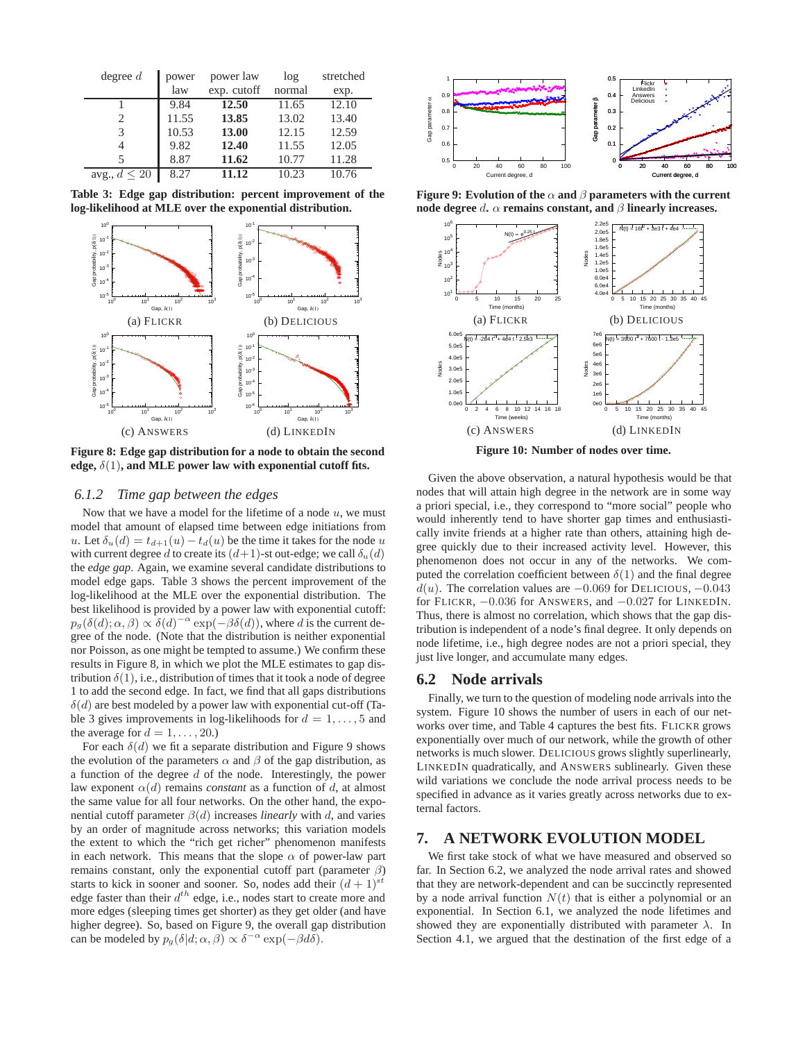| degree $d$ | power law | power law exp. cutoff | log normal | stretched exp. |
|---|---|---|---|---|
| 1 | 9.84 | **12.50** | 11.65 | 12.10 |
| 2 | 11.55 | **13.85** | 13.02 | 13.40 |
| 3 | 10.53 | **13.00** | 12.15 | 12.59 |
| 4 | 9.82 | **12.40** | 11.55 | 12.05 |
| 5 | 8.87 | **11.62** | 10.77 | 11.28 |
| avg., $d \leq 20$ | 8.27 | **11.12** | 10.23 | 10.76 |

**Table 3: Edge gap distribution: percent improvement of the log-likelihood at MLE over the exponential distribution.**

(a) FLICKR (b) DELICIOUS (c) ANSWERS (d) LINKEDIN

**Figure 8: Edge gap distribution for a node to obtain the second edge, $\delta(1)$, and MLE power law with exponential cutoff fits.**

### 6.1.2 *Time gap between the edges*

Now that we have a model for the lifetime of a node $u$, we must model that amount of elapsed time between edge initiations from $u$. Let $\delta_u(d) = t_{d+1}(u) - t_d(u)$ be the time it takes for the node $u$ with current degree $d$ to create its $(d+1)$-st out-edge; we call $\delta_u(d)$ the *edge gap*. Again, we examine several candidate distributions to model edge gaps. Table 3 shows the percent improvement of the log-likelihood at the MLE over the exponential distribution. The best likelihood is provided by a power law with exponential cutoff: $p_g(\delta(d); \alpha, \beta) \propto \delta(d)^{-\alpha} \exp(-\beta\delta(d))$, where $d$ is the current degree of the node. (Note that the distribution is neither exponential nor Poisson, as one might be tempted to assume.) We confirm these results in Figure 8, in which we plot the MLE estimates to gap distribution $\delta(1)$, i.e., distribution of times that it took a node of degree 1 to add the second edge. In fact, we find that all gaps distributions $\delta(d)$ are best modeled by a power law with exponential cut-off (Table 3 gives improvements in log-likelihoods for $d = 1, \ldots, 5$ and the average for $d = 1, \ldots, 20$.)

For each $\delta(d)$ we fit a separate distribution and Figure 9 shows the evolution of the parameters $\alpha$ and $\beta$ of the gap distribution, as a function of the degree $d$ of the node. Interestingly, the power law exponent $\alpha(d)$ remains *constant* as a function of $d$, at almost the same value for all four networks. On the other hand, the exponential cutoff parameter $\beta(d)$ increases *linearly* with $d$, and varies by an order of magnitude across networks; this variation models the extent to which the "rich get richer" phenomenon manifests in each network. This means that the slope $\alpha$ of power-law part remains constant, only the exponential cutoff part (parameter $\beta$) starts to kick in sooner and sooner. So, nodes add their $(d+1)^{st}$ edge faster than their $d^{th}$ edge, i.e., nodes start to create more and more edges (sleeping times get shorter) as they get older (and have higher degree). So, based on Figure 9, the overall gap distribution can be modeled by $p_g(\delta|d; \alpha, \beta) \propto \delta^{-\alpha} \exp(-\beta d\delta)$.

**Figure 9: Evolution of the $\alpha$ and $\beta$ parameters with the current node degree $d$. $\alpha$ remains constant, and $\beta$ linearly increases.**

(a) FLICKR (b) DELICIOUS (c) ANSWERS (d) LINKEDIN

**Figure 10: Number of nodes over time.**

Given the above observation, a natural hypothesis would be that nodes that will attain high degree in the network are in some way a priori special, i.e., they correspond to "more social" people who would inherently tend to have shorter gap times and enthusiastically invite friends at a higher rate than others, attaining high degree quickly due to their increased activity level. However, this phenomenon does not occur in any of the networks. We computed the correlation coefficient between $\delta(1)$ and the final degree $d(u)$. The correlation values are $-0.069$ for DELICIOUS, $-0.043$ for FLICKR, $-0.036$ for ANSWERS, and $-0.027$ for LINKEDIN. Thus, there is almost no correlation, which shows that the gap distribution is independent of a node's final degree. It only depends on node lifetime, i.e., high degree nodes are not a priori special, they just live longer, and accumulate many edges.

## 6.2 Node arrivals

Finally, we turn to the question of modeling node arrivals into the system. Figure 10 shows the number of users in each of our networks over time, and Table 4 captures the best fits. FLICKR grows exponentially over much of our network, while the growth of other networks is much slower. DELICIOUS grows slightly superlinearly, LINKEDIN quadratically, and ANSWERS sublinearly. Given these wild variations we conclude the node arrival process needs to be specified in advance as it varies greatly across networks due to external factors.

## 7. A NETWORK EVOLUTION MODEL

We first take stock of what we have measured and observed so far. In Section 6.2, we analyzed the node arrival rates and showed that they are network-dependent and can be succinctly represented by a node arrival function $N(t)$ that is either a polynomial or an exponential. In Section 6.1, we analyzed the node lifetimes and showed they are exponentially distributed with parameter $\lambda$. In Section 4.1, we argued that the destination of the first edge of a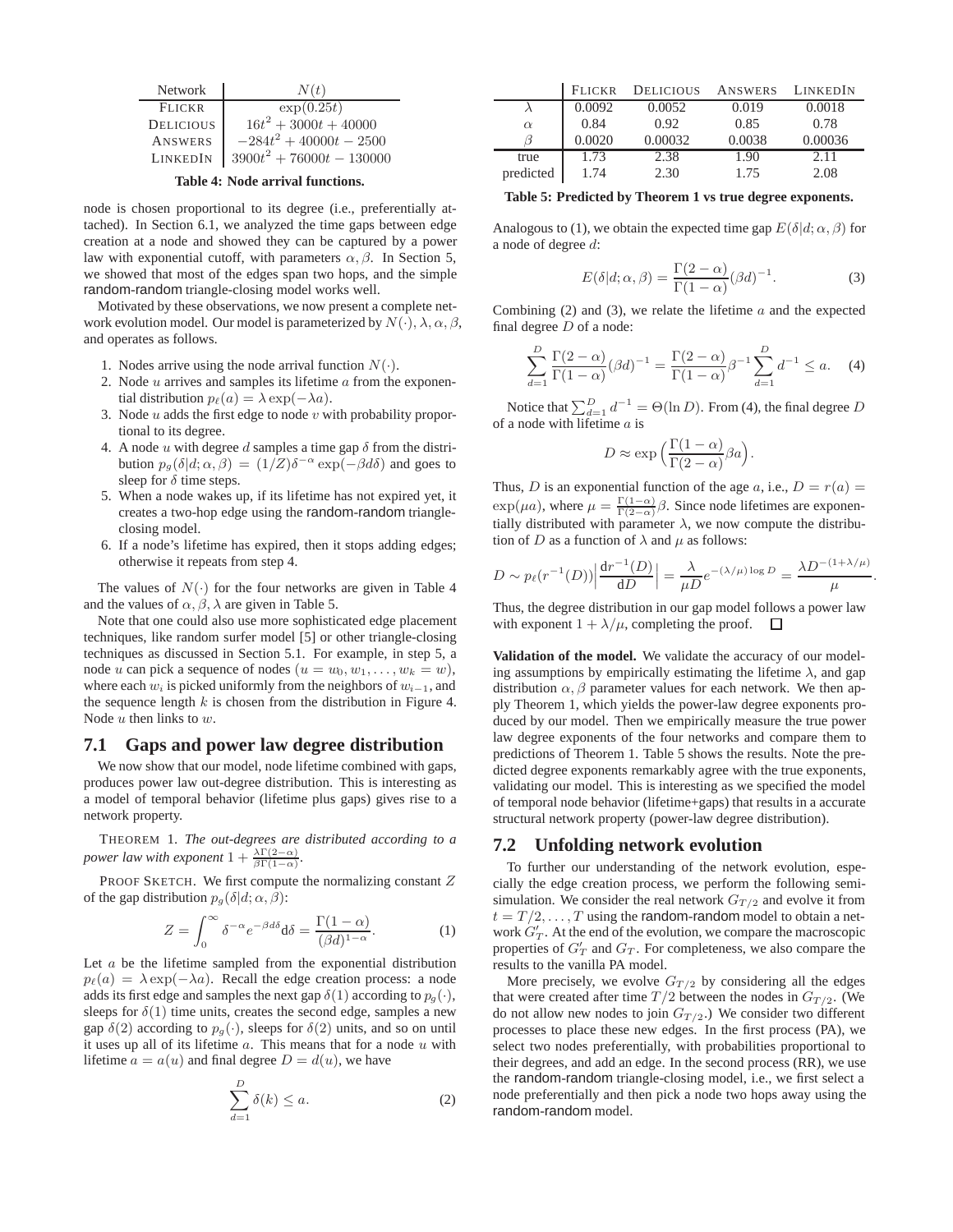| Network | $N(t)$ |
|---|---|
| FLICKR | $\exp(0.25t)$ |
| DELICIOUS | $16t^2 + 3000t + 40000$ |
| ANSWERS | $-284t^2 + 40000t - 2500$ |
| LINKEDIN | $3900t^2 + 76000t - 130000$ |

**Table 4: Node arrival functions.**

node is chosen proportional to its degree (i.e., preferentially attached). In Section 6.1, we analyzed the time gaps between edge creation at a node and showed they can be captured by a power law with exponential cutoff, with parameters $\alpha, \beta$. In Section 5, we showed that most of the edges span two hops, and the simple random-random triangle-closing model works well.

Motivated by these observations, we now present a complete network evolution model. Our model is parameterized by $N(\cdot), \lambda, \alpha, \beta$, and operates as follows.

1. Nodes arrive using the node arrival function $N(\cdot)$.
2. Node $u$ arrives and samples its lifetime $a$ from the exponential distribution $p_\ell(a) = \lambda \exp(-\lambda a)$.
3. Node $u$ adds the first edge to node $v$ with probability proportional to its degree.
4. A node $u$ with degree $d$ samples a time gap $\delta$ from the distribution $p_g(\delta|d; \alpha, \beta) = (1/Z)\delta^{-\alpha} \exp(-\beta d \delta)$ and goes to sleep for $\delta$ time steps.
5. When a node wakes up, if its lifetime has not expired yet, it creates a two-hop edge using the random-random triangle-closing model.
6. If a node's lifetime has expired, then it stops adding edges; otherwise it repeats from step 4.

The values of $N(\cdot)$ for the four networks are given in Table 4 and the values of $\alpha, \beta, \lambda$ are given in Table 5.

Note that one could also use more sophisticated edge placement techniques, like random surfer model [5] or other triangle-closing techniques as discussed in Section 5.1. For example, in step 5, a node $u$ can pick a sequence of nodes $(u = w_0, w_1, \ldots, w_k = w)$, where each $w_i$ is picked uniformly from the neighbors of $w_{i-1}$, and the sequence length $k$ is chosen from the distribution in Figure 4. Node $u$ then links to $w$.

## 7.1 Gaps and power law degree distribution

We now show that our model, node lifetime combined with gaps, produces power law out-degree distribution. This is interesting as a model of temporal behavior (lifetime plus gaps) gives rise to a network property.

THEOREM 1. *The out-degrees are distributed according to a power law with exponent* $1 + \frac{\lambda\Gamma(2-\alpha)}{\beta\Gamma(1-\alpha)}$.

PROOF SKETCH. We first compute the normalizing constant $Z$ of the gap distribution $p_g(\delta|d; \alpha, \beta)$:

$$Z = \int_0^\infty \delta^{-\alpha} e^{-\beta d \delta} \mathrm{d}\delta = \frac{\Gamma(1-\alpha)}{(\beta d)^{1-\alpha}}. \quad (1)$$

Let $a$ be the lifetime sampled from the exponential distribution $p_\ell(a) = \lambda \exp(-\lambda a)$. Recall the edge creation process: a node adds its first edge and samples the next gap $\delta(1)$ according to $p_g(\cdot)$, sleeps for $\delta(1)$ time units, creates the second edge, samples a new gap $\delta(2)$ according to $p_g(\cdot)$, sleeps for $\delta(2)$ units, and so on until it uses up all of its lifetime $a$. This means that for a node $u$ with lifetime $a = a(u)$ and final degree $D = d(u)$, we have

$$\sum_{d=1}^{D} \delta(k) \le a. \quad (2)$$

| | FLICKR | DELICIOUS | ANSWERS | LINKEDIN |
|---|---|---|---|---|
| $\lambda$ | 0.0092 | 0.0052 | 0.019 | 0.0018 |
| $\alpha$ | 0.84 | 0.92 | 0.85 | 0.78 |
| $\beta$ | 0.0020 | 0.00032 | 0.0038 | 0.00036 |
| true | 1.73 | 2.38 | 1.90 | 2.11 |
| predicted | 1.74 | 2.30 | 1.75 | 2.08 |

**Table 5: Predicted by Theorem 1 vs true degree exponents.**

Analogous to (1), we obtain the expected time gap $E(\delta|d; \alpha, \beta)$ for a node of degree $d$:

$$E(\delta|d; \alpha, \beta) = \frac{\Gamma(2-\alpha)}{\Gamma(1-\alpha)}(\beta d)^{-1}. \quad (3)$$

Combining (2) and (3), we relate the lifetime $a$ and the expected final degree $D$ of a node:

$$\sum_{d=1}^{D} \frac{\Gamma(2-\alpha)}{\Gamma(1-\alpha)}(\beta d)^{-1} = \frac{\Gamma(2-\alpha)}{\Gamma(1-\alpha)}\beta^{-1} \sum_{d=1}^{D} d^{-1} \le a. \quad (4)$$

Notice that $\sum_{d=1}^{D} d^{-1} = \Theta(\ln D)$. From (4), the final degree $D$ of a node with lifetime $a$ is

$$D \approx \exp\left(\frac{\Gamma(1-\alpha)}{\Gamma(2-\alpha)}\beta a\right).$$

Thus, $D$ is an exponential function of the age $a$, i.e., $D = r(a) = \exp(\mu a)$, where $\mu = \frac{\Gamma(1-\alpha)}{\Gamma(2-\alpha)}\beta$. Since node lifetimes are exponentially distributed with parameter $\lambda$, we now compute the distribution of $D$ as a function of $\lambda$ and $\mu$ as follows:

$$D \sim p_\ell(r^{-1}(D)) \left| \frac{\mathrm{d}r^{-1}(D)}{\mathrm{d}D} \right| = \frac{\lambda}{\mu D} e^{-(\lambda/\mu)\log D} = \frac{\lambda D^{-(1+\lambda/\mu)}}{\mu}.$$

Thus, the degree distribution in our gap model follows a power law with exponent $1 + \lambda/\mu$, completing the proof. $\square$

**Validation of the model.** We validate the accuracy of our modeling assumptions by empirically estimating the lifetime $\lambda$, and gap distribution $\alpha, \beta$ parameter values for each network. We then apply Theorem 1, which yields the power-law degree exponents produced by our model. Then we empirically measure the true power law degree exponents of the four networks and compare them to predictions of Theorem 1. Table 5 shows the results. Note the predicted degree exponents remarkably agree with the true exponents, validating our model. This is interesting as we specified the model of temporal node behavior (lifetime+gaps) that results in a accurate structural network property (power-law degree distribution).

## 7.2 Unfolding network evolution

To further our understanding of the network evolution, especially the edge creation process, we perform the following semi-simulation. We consider the real network $G_{T/2}$ and evolve it from $t = T/2, \ldots, T$ using the random-random model to obtain a network $G'_T$. At the end of the evolution, we compare the macroscopic properties of $G'_T$ and $G_T$. For completeness, we also compare the results to the vanilla PA model.

More precisely, we evolve $G_{T/2}$ by considering all the edges that were created after time $T/2$ between the nodes in $G_{T/2}$. (We do not allow new nodes to join $G_{T/2}$.) We consider two different processes to place these new edges. In the first process (PA), we select two nodes preferentially, with probabilities proportional to their degrees, and add an edge. In the second process (RR), we use the random-random triangle-closing model, i.e., we first select a node preferentially and then pick a node two hops away using the random-random model.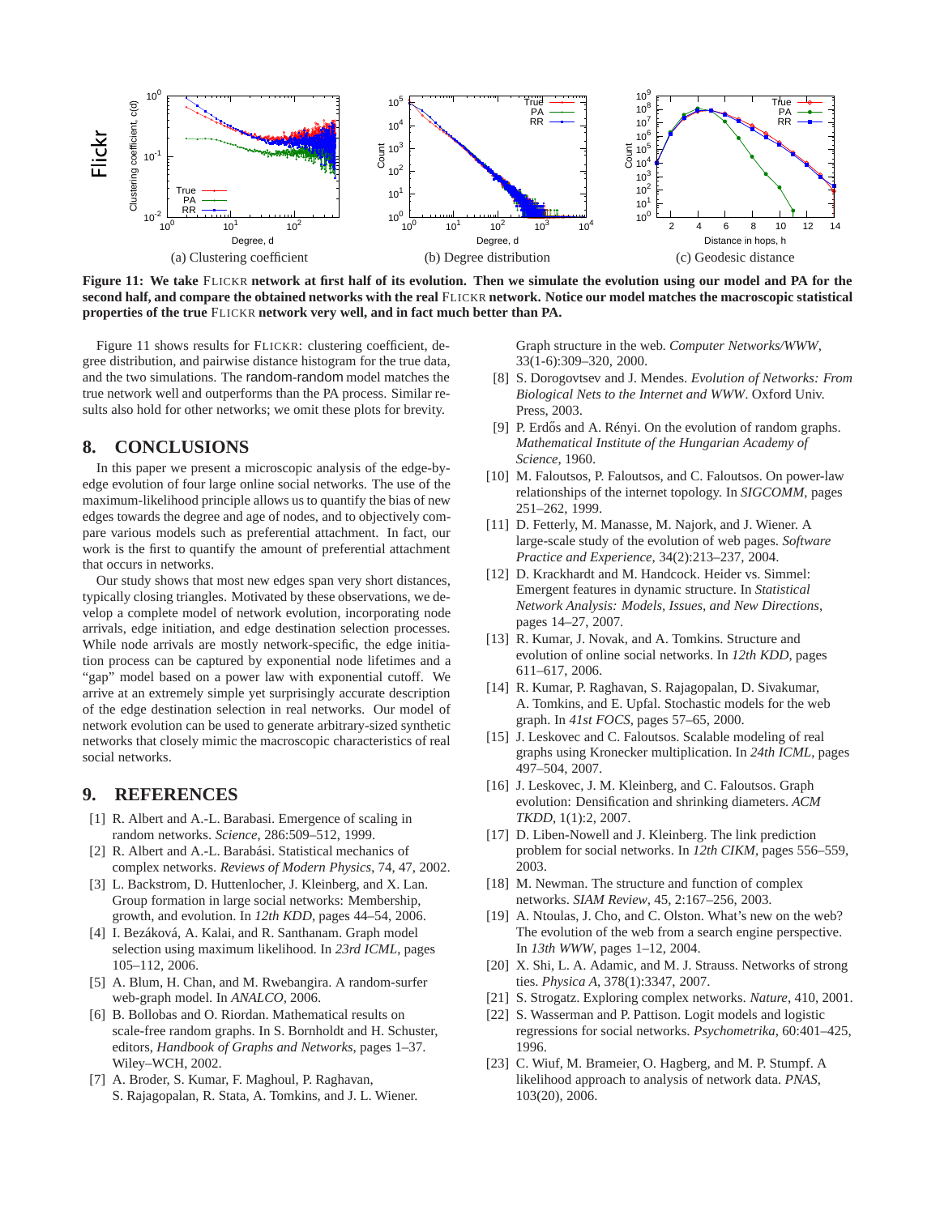Flickr

Clustering coefficient, c(d)

$10^0$

$10^{-1}$

$10^{-2}$

True
PA
RR

$10^0$ $10^1$ $10^2$

Degree, d

(a) Clustering coefficient

Count

$10^5$ $10^4$ $10^3$ $10^2$ $10^1$ $10^0$

True
PA
RR

$10^0$ $10^1$ $10^2$ $10^3$ $10^4$

Degree, d

(b) Degree distribution

Count

$10^9$ $10^8$ $10^7$ $10^6$ $10^5$ $10^4$ $10^3$ $10^2$ $10^1$ $10^0$

True
PA
RR

2 4 6 8 10 12 14

Distance in hops, h

(c) Geodesic distance

**Figure 11: We take FLICKR network at first half of its evolution. Then we simulate the evolution using our model and PA for the second half, and compare the obtained networks with the real FLICKR network. Notice our model matches the macroscopic statistical properties of the true FLICKR network very well, and in fact much better than PA.**

Figure 11 shows results for FLICKR: clustering coefficient, degree distribution, and pairwise distance histogram for the true data, and the two simulations. The random-random model matches the true network well and outperforms than the PA process. Similar results also hold for other networks; we omit these plots for brevity.

## 8. CONCLUSIONS

In this paper we present a microscopic analysis of the edge-by-edge evolution of four large online social networks. The use of the maximum-likelihood principle allows us to quantify the bias of new edges towards the degree and age of nodes, and to objectively compare various models such as preferential attachment. In fact, our work is the first to quantify the amount of preferential attachment that occurs in networks.

Our study shows that most new edges span very short distances, typically closing triangles. Motivated by these observations, we develop a complete model of network evolution, incorporating node arrivals, edge initiation, and edge destination selection processes. While node arrivals are mostly network-specific, the edge initiation process can be captured by exponential node lifetimes and a "gap" model based on a power law with exponential cutoff. We arrive at an extremely simple yet surprisingly accurate description of the edge destination selection in real networks. Our model of network evolution can be used to generate arbitrary-sized synthetic networks that closely mimic the macroscopic characteristics of real social networks.

## 9. REFERENCES

[1] R. Albert and A.-L. Barabasi. Emergence of scaling in random networks. *Science*, 286:509–512, 1999.

[2] R. Albert and A.-L. Barabási. Statistical mechanics of complex networks. *Reviews of Modern Physics*, 74, 47, 2002.

[3] L. Backstrom, D. Huttenlocher, J. Kleinberg, and X. Lan. Group formation in large social networks: Membership, growth, and evolution. In *12th KDD*, pages 44–54, 2006.

[4] I. Bezáková, A. Kalai, and R. Santhanam. Graph model selection using maximum likelihood. In *23rd ICML*, pages 105–112, 2006.

[5] A. Blum, H. Chan, and M. Rwebangira. A random-surfer web-graph model. In *ANALCO*, 2006.

[6] B. Bollobas and O. Riordan. Mathematical results on scale-free random graphs. In S. Bornholdt and H. Schuster, editors, *Handbook of Graphs and Networks*, pages 1–37. Wiley–WCH, 2002.

[7] A. Broder, S. Kumar, F. Maghoul, P. Raghavan, S. Rajagopalan, R. Stata, A. Tomkins, and J. L. Wiener. Graph structure in the web. *Computer Networks/WWW*, 33(1-6):309–320, 2000.

[8] S. Dorogovtsev and J. Mendes. *Evolution of Networks: From Biological Nets to the Internet and WWW*. Oxford Univ. Press, 2003.

[9] P. Erdős and A. Rényi. On the evolution of random graphs. *Mathematical Institute of the Hungarian Academy of Science*, 1960.

[10] M. Faloutsos, P. Faloutsos, and C. Faloutsos. On power-law relationships of the internet topology. In *SIGCOMM*, pages 251–262, 1999.

[11] D. Fetterly, M. Manasse, M. Najork, and J. Wiener. A large-scale study of the evolution of web pages. *Software Practice and Experience*, 34(2):213–237, 2004.

[12] D. Krackhardt and M. Handcock. Heider vs. Simmel: Emergent features in dynamic structure. In *Statistical Network Analysis: Models, Issues, and New Directions*, pages 14–27, 2007.

[13] R. Kumar, J. Novak, and A. Tomkins. Structure and evolution of online social networks. In *12th KDD*, pages 611–617, 2006.

[14] R. Kumar, P. Raghavan, S. Rajagopalan, D. Sivakumar, A. Tomkins, and E. Upfal. Stochastic models for the web graph. In *41st FOCS*, pages 57–65, 2000.

[15] J. Leskovec and C. Faloutsos. Scalable modeling of real graphs using Kronecker multiplication. In *24th ICML*, pages 497–504, 2007.

[16] J. Leskovec, J. M. Kleinberg, and C. Faloutsos. Graph evolution: Densification and shrinking diameters. *ACM TKDD*, 1(1):2, 2007.

[17] D. Liben-Nowell and J. Kleinberg. The link prediction problem for social networks. In *12th CIKM*, pages 556–559, 2003.

[18] M. Newman. The structure and function of complex networks. *SIAM Review*, 45, 2:167–256, 2003.

[19] A. Ntoulas, J. Cho, and C. Olston. What's new on the web? The evolution of the web from a search engine perspective. In *13th WWW*, pages 1–12, 2004.

[20] X. Shi, L. A. Adamic, and M. J. Strauss. Networks of strong ties. *Physica A*, 378(1):3347, 2007.

[21] S. Strogatz. Exploring complex networks. *Nature*, 410, 2001.

[22] S. Wasserman and P. Pattison. Logit models and logistic regressions for social networks. *Psychometrika*, 60:401–425, 1996.

[23] C. Wiuf, M. Brameier, O. Hagberg, and M. P. Stumpf. A likelihood approach to analysis of network data. *PNAS*, 103(20), 2006.